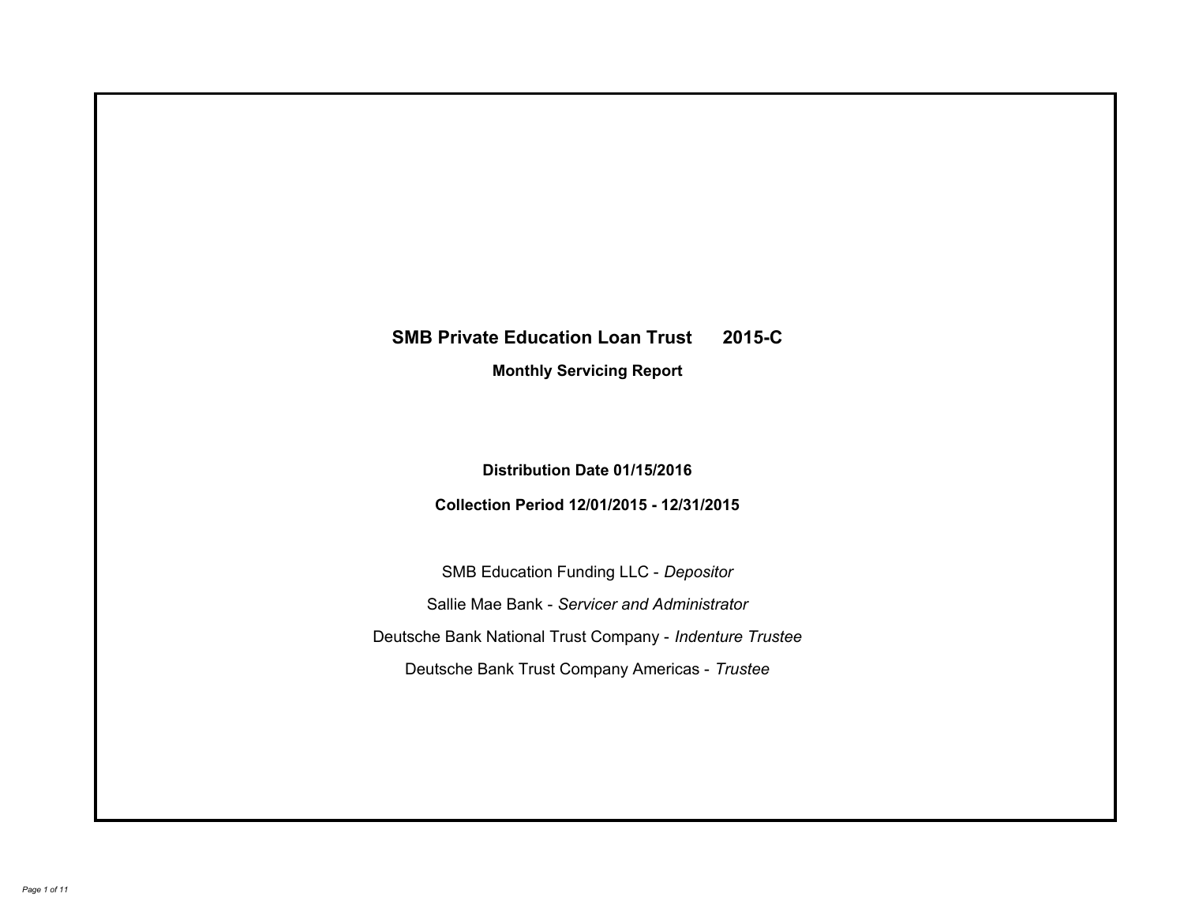# SMB Private Education Loan Trust 2015-C

## Monthly Servicing Report

**Distribution Date 01/15/2016**

**Collection Period 12/01/2015 - 12/31/2015**

SMB Education Funding LLC - *Depositor*

Sallie Mae Bank - *Servicer and Administrator*

Deutsche Bank National Trust Company - *Indenture Trustee*

Deutsche Bank Trust Company Americas - *Trustee*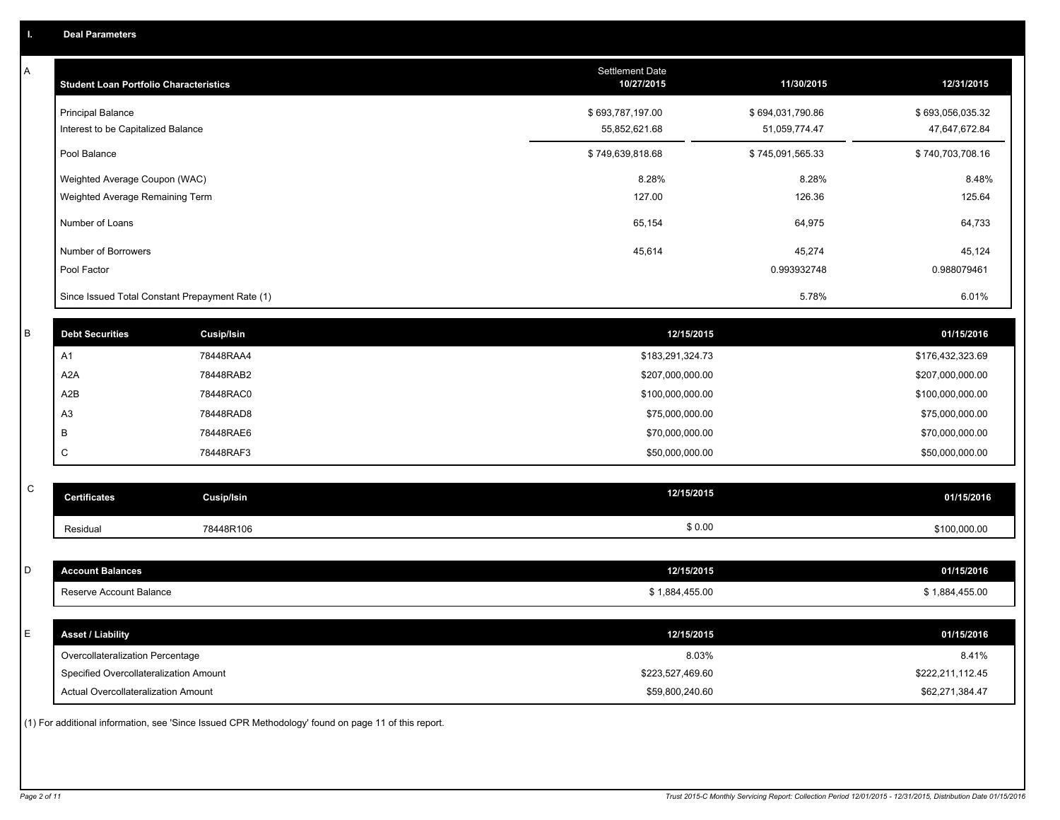## I. Deal Parameters

### A

| Student Loan Portfolio Characteristics | Settlement Date 10/27/2015 | 11/30/2015 | 12/31/2015 |
|---|---|---|---|
| Principal Balance | $ 693,787,197.00 | $ 694,031,790.86 | $ 693,056,035.32 |
| Interest to be Capitalized Balance | 55,852,621.68 | 51,059,774.47 | 47,647,672.84 |
| Pool Balance | $ 749,639,818.68 | $ 745,091,565.33 | $ 740,703,708.16 |
| Weighted Average Coupon (WAC) | 8.28% | 8.28% | 8.48% |
| Weighted Average Remaining Term | 127.00 | 126.36 | 125.64 |
| Number of Loans | 65,154 | 64,975 | 64,733 |
| Number of Borrowers | 45,614 | 45,274 | 45,124 |
| Pool Factor | | 0.993932748 | 0.988079461 |
| Since Issued Total Constant Prepayment Rate (1) | | 5.78% | 6.01% |

### B

| Debt Securities | Cusip/Isin | 12/15/2015 | 01/15/2016 |
|---|---|---|---|
| A1 | 78448RAA4 | $183,291,324.73 | $176,432,323.69 |
| A2A | 78448RAB2 | $207,000,000.00 | $207,000,000.00 |
| A2B | 78448RAC0 | $100,000,000.00 | $100,000,000.00 |
| A3 | 78448RAD8 | $75,000,000.00 | $75,000,000.00 |
| B | 78448RAE6 | $70,000,000.00 | $70,000,000.00 |
| C | 78448RAF3 | $50,000,000.00 | $50,000,000.00 |

### C

| Certificates | Cusip/Isin | 12/15/2015 | 01/15/2016 |
|---|---|---|---|
| Residual | 78448R106 | $ 0.00 | $100,000.00 |

### D

| Account Balances | 12/15/2015 | 01/15/2016 |
|---|---|---|
| Reserve Account Balance | $ 1,884,455.00 | $ 1,884,455.00 |

### E

| Asset / Liability | 12/15/2015 | 01/15/2016 |
|---|---|---|
| Overcollateralization Percentage | 8.03% | 8.41% |
| Specified Overcollateralization Amount | $223,527,469.60 | $222,211,112.45 |
| Actual Overcollateralization Amount | $59,800,240.60 | $62,271,384.47 |

(1) For additional information, see 'Since Issued CPR Methodology' found on page 11 of this report.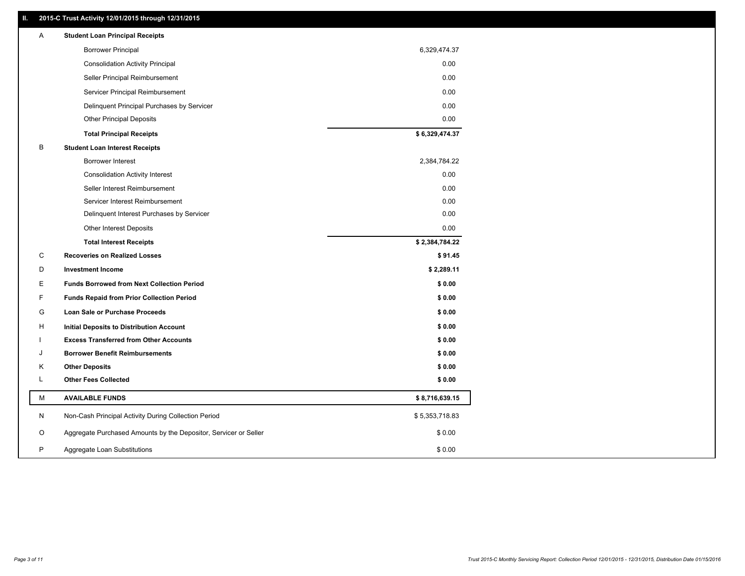## II. 2015-C Trust Activity 12/01/2015 through 12/31/2015

| | | |
|---|---|---|
| A | **Student Loan Principal Receipts** | |
| | Borrower Principal | 6,329,474.37 |
| | Consolidation Activity Principal | 0.00 |
| | Seller Principal Reimbursement | 0.00 |
| | Servicer Principal Reimbursement | 0.00 |
| | Delinquent Principal Purchases by Servicer | 0.00 |
| | Other Principal Deposits | 0.00 |
| | **Total Principal Receipts** | **$ 6,329,474.37** |
| B | **Student Loan Interest Receipts** | |
| | Borrower Interest | 2,384,784.22 |
| | Consolidation Activity Interest | 0.00 |
| | Seller Interest Reimbursement | 0.00 |
| | Servicer Interest Reimbursement | 0.00 |
| | Delinquent Interest Purchases by Servicer | 0.00 |
| | Other Interest Deposits | 0.00 |
| | **Total Interest Receipts** | **$ 2,384,784.22** |
| C | **Recoveries on Realized Losses** | **$ 91.45** |
| D | **Investment Income** | **$ 2,289.11** |
| E | **Funds Borrowed from Next Collection Period** | **$ 0.00** |
| F | **Funds Repaid from Prior Collection Period** | **$ 0.00** |
| G | **Loan Sale or Purchase Proceeds** | **$ 0.00** |
| H | **Initial Deposits to Distribution Account** | **$ 0.00** |
| I | **Excess Transferred from Other Accounts** | **$ 0.00** |
| J | **Borrower Benefit Reimbursements** | **$ 0.00** |
| K | **Other Deposits** | **$ 0.00** |
| L | **Other Fees Collected** | **$ 0.00** |
| M | **AVAILABLE FUNDS** | **$ 8,716,639.15** |
| N | Non-Cash Principal Activity During Collection Period | $ 5,353,718.83 |
| O | Aggregate Purchased Amounts by the Depositor, Servicer or Seller | $ 0.00 |
| P | Aggregate Loan Substitutions | $ 0.00 |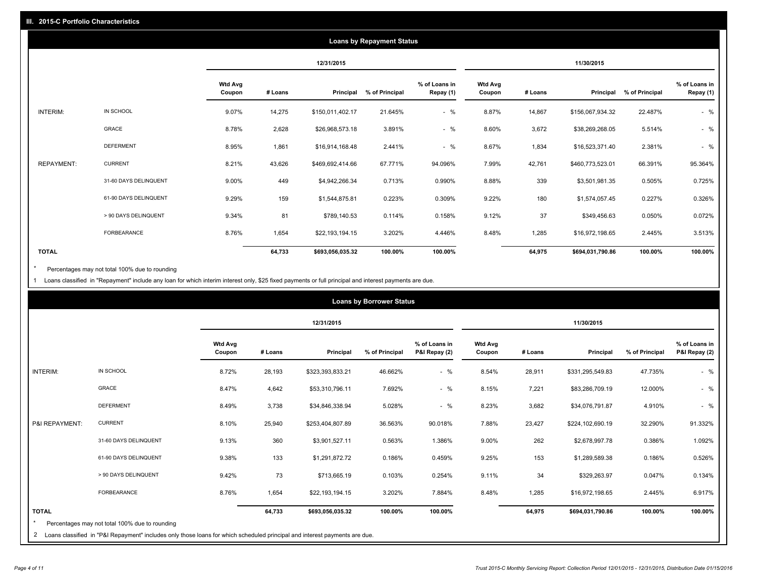## III. 2015-C Portfolio Characteristics

### Loans by Repayment Status

| | | 12/31/2015 | | | | | 11/30/2015 | | | | |
|---|---|---|---|---|---|---|---|---|---|---|---|
| | | Wtd Avg Coupon | # Loans | Principal | % of Principal | % of Loans in Repay (1) | Wtd Avg Coupon | # Loans | Principal | % of Principal | % of Loans in Repay (1) |
| INTERIM: | IN SCHOOL | 9.07% | 14,275 | $150,011,402.17 | 21.645% | - % | 8.87% | 14,867 | $156,067,934.32 | 22.487% | - % |
| | GRACE | 8.78% | 2,628 | $26,968,573.18 | 3.891% | - % | 8.60% | 3,672 | $38,269,268.05 | 5.514% | - % |
| | DEFERMENT | 8.95% | 1,861 | $16,914,168.48 | 2.441% | - % | 8.67% | 1,834 | $16,523,371.40 | 2.381% | - % |
| REPAYMENT: | CURRENT | 8.21% | 43,626 | $469,692,414.66 | 67.771% | 94.096% | 7.99% | 42,761 | $460,773,523.01 | 66.391% | 95.364% |
| | 31-60 DAYS DELINQUENT | 9.00% | 449 | $4,942,266.34 | 0.713% | 0.990% | 8.88% | 339 | $3,501,981.35 | 0.505% | 0.725% |
| | 61-90 DAYS DELINQUENT | 9.29% | 159 | $1,544,875.81 | 0.223% | 0.309% | 9.22% | 180 | $1,574,057.45 | 0.227% | 0.326% |
| | > 90 DAYS DELINQUENT | 9.34% | 81 | $789,140.53 | 0.114% | 0.158% | 9.12% | 37 | $349,456.63 | 0.050% | 0.072% |
| | FORBEARANCE | 8.76% | 1,654 | $22,193,194.15 | 3.202% | 4.446% | 8.48% | 1,285 | $16,972,198.65 | 2.445% | 3.513% |
| **TOTAL** | | | **64,733** | **$693,056,035.32** | **100.00%** | **100.00%** | | **64,975** | **$694,031,790.86** | **100.00%** | **100.00%** |

* Percentages may not total 100% due to rounding

1 Loans classified in "Repayment" include any loan for which interim interest only, $25 fixed payments or full principal and interest payments are due.

### Loans by Borrower Status

| | | 12/31/2015 | | | | | 11/30/2015 | | | | |
|---|---|---|---|---|---|---|---|---|---|---|---|
| | | Wtd Avg Coupon | # Loans | Principal | % of Principal | % of Loans in P&I Repay (2) | Wtd Avg Coupon | # Loans | Principal | % of Principal | % of Loans in P&I Repay (2) |
| INTERIM: | IN SCHOOL | 8.72% | 28,193 | $323,393,833.21 | 46.662% | - % | 8.54% | 28,911 | $331,295,549.83 | 47.735% | - % |
| | GRACE | 8.47% | 4,642 | $53,310,796.11 | 7.692% | - % | 8.15% | 7,221 | $83,286,709.19 | 12.000% | - % |
| | DEFERMENT | 8.49% | 3,738 | $34,846,338.94 | 5.028% | - % | 8.23% | 3,682 | $34,076,791.87 | 4.910% | - % |
| P&I REPAYMENT: | CURRENT | 8.10% | 25,940 | $253,404,807.89 | 36.563% | 90.018% | 7.88% | 23,427 | $224,102,690.19 | 32.290% | 91.332% |
| | 31-60 DAYS DELINQUENT | 9.13% | 360 | $3,901,527.11 | 0.563% | 1.386% | 9.00% | 262 | $2,678,997.78 | 0.386% | 1.092% |
| | 61-90 DAYS DELINQUENT | 9.38% | 133 | $1,291,872.72 | 0.186% | 0.459% | 9.25% | 153 | $1,289,589.38 | 0.186% | 0.526% |
| | > 90 DAYS DELINQUENT | 9.42% | 73 | $713,665.19 | 0.103% | 0.254% | 9.11% | 34 | $329,263.97 | 0.047% | 0.134% |
| | FORBEARANCE | 8.76% | 1,654 | $22,193,194.15 | 3.202% | 7.884% | 8.48% | 1,285 | $16,972,198.65 | 2.445% | 6.917% |
| **TOTAL** | | | **64,733** | **$693,056,035.32** | **100.00%** | **100.00%** | | **64,975** | **$694,031,790.86** | **100.00%** | **100.00%** |

* Percentages may not total 100% due to rounding

2 Loans classified in "P&I Repayment" includes only those loans for which scheduled principal and interest payments are due.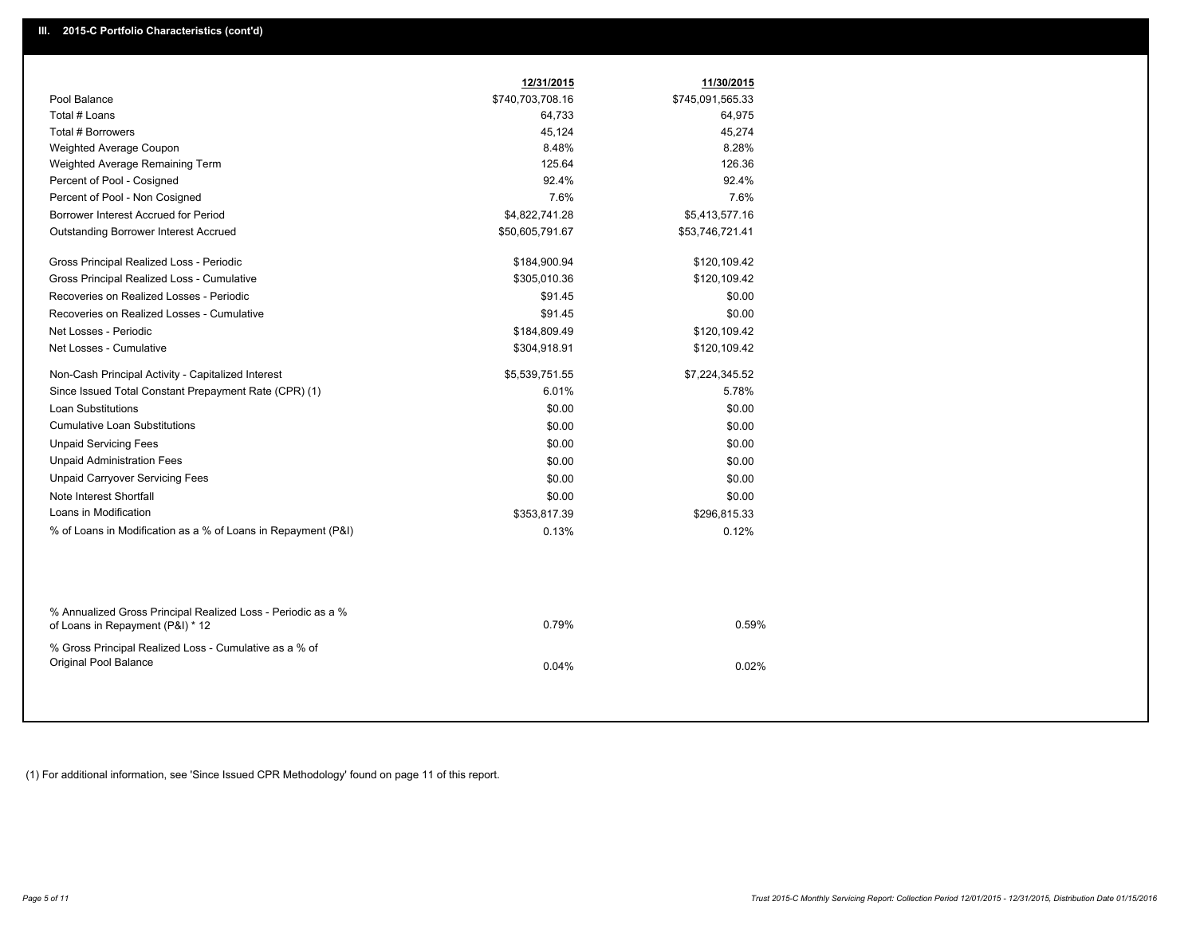## III. 2015-C Portfolio Characteristics (cont'd)

| | 12/31/2015 | 11/30/2015 |
|---|---|---|
| Pool Balance | $740,703,708.16 | $745,091,565.33 |
| Total # Loans | 64,733 | 64,975 |
| Total # Borrowers | 45,124 | 45,274 |
| Weighted Average Coupon | 8.48% | 8.28% |
| Weighted Average Remaining Term | 125.64 | 126.36 |
| Percent of Pool - Cosigned | 92.4% | 92.4% |
| Percent of Pool - Non Cosigned | 7.6% | 7.6% |
| Borrower Interest Accrued for Period | $4,822,741.28 | $5,413,577.16 |
| Outstanding Borrower Interest Accrued | $50,605,791.67 | $53,746,721.41 |
| Gross Principal Realized Loss - Periodic | $184,900.94 | $120,109.42 |
| Gross Principal Realized Loss - Cumulative | $305,010.36 | $120,109.42 |
| Recoveries on Realized Losses - Periodic | $91.45 | $0.00 |
| Recoveries on Realized Losses - Cumulative | $91.45 | $0.00 |
| Net Losses - Periodic | $184,809.49 | $120,109.42 |
| Net Losses - Cumulative | $304,918.91 | $120,109.42 |
| Non-Cash Principal Activity - Capitalized Interest | $5,539,751.55 | $7,224,345.52 |
| Since Issued Total Constant Prepayment Rate (CPR) (1) | 6.01% | 5.78% |
| Loan Substitutions | $0.00 | $0.00 |
| Cumulative Loan Substitutions | $0.00 | $0.00 |
| Unpaid Servicing Fees | $0.00 | $0.00 |
| Unpaid Administration Fees | $0.00 | $0.00 |
| Unpaid Carryover Servicing Fees | $0.00 | $0.00 |
| Note Interest Shortfall | $0.00 | $0.00 |
| Loans in Modification | $353,817.39 | $296,815.33 |
| % of Loans in Modification as a % of Loans in Repayment (P&I) | 0.13% | 0.12% |
| % Annualized Gross Principal Realized Loss - Periodic as a % of Loans in Repayment (P&I) * 12 | 0.79% | 0.59% |
| % Gross Principal Realized Loss - Cumulative as a % of Original Pool Balance | 0.04% | 0.02% |

(1) For additional information, see 'Since Issued CPR Methodology' found on page 11 of this report.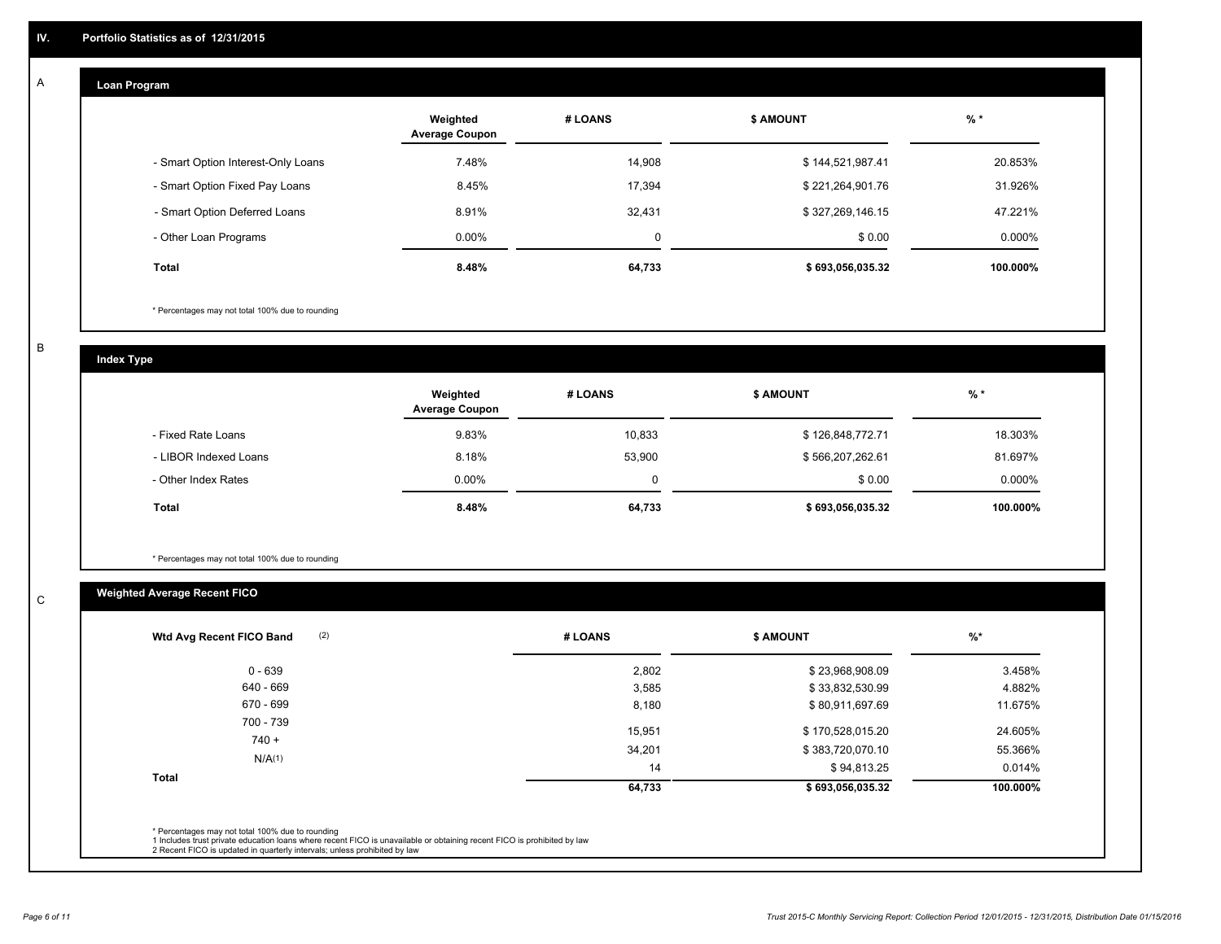## IV. Portfolio Statistics as of 12/31/2015

### A Loan Program

| | Weighted Average Coupon | # LOANS | $ AMOUNT | % * |
|---|---|---|---|---|
| - Smart Option Interest-Only Loans | 7.48% | 14,908 | $ 144,521,987.41 | 20.853% |
| - Smart Option Fixed Pay Loans | 8.45% | 17,394 | $ 221,264,901.76 | 31.926% |
| - Smart Option Deferred Loans | 8.91% | 32,431 | $ 327,269,146.15 | 47.221% |
| - Other Loan Programs | 0.00% | 0 | $ 0.00 | 0.000% |
| **Total** | **8.48%** | **64,733** | **$ 693,056,035.32** | **100.000%** |

* Percentages may not total 100% due to rounding

### B Index Type

| | Weighted Average Coupon | # LOANS | $ AMOUNT | % * |
|---|---|---|---|---|
| - Fixed Rate Loans | 9.83% | 10,833 | $ 126,848,772.71 | 18.303% |
| - LIBOR Indexed Loans | 8.18% | 53,900 | $ 566,207,262.61 | 81.697% |
| - Other Index Rates | 0.00% | 0 | $ 0.00 | 0.000% |
| **Total** | **8.48%** | **64,733** | **$ 693,056,035.32** | **100.000%** |

* Percentages may not total 100% due to rounding

### C Weighted Average Recent FICO

| Wtd Avg Recent FICO Band (2) | # LOANS | $ AMOUNT | %* |
|---|---|---|---|
| 0 - 639 | 2,802 | $ 23,968,908.09 | 3.458% |
| 640 - 669 | 3,585 | $ 33,832,530.99 | 4.882% |
| 670 - 699 | 8,180 | $ 80,911,697.69 | 11.675% |
| 700 - 739 | 15,951 | $ 170,528,015.20 | 24.605% |
| 740 + | 34,201 | $ 383,720,070.10 | 55.366% |
| N/A(1) | 14 | $ 94,813.25 | 0.014% |
| **Total** | **64,733** | **$ 693,056,035.32** | **100.000%** |

* Percentages may not total 100% due to rounding
1 Includes trust private education loans where recent FICO is unavailable or obtaining recent FICO is prohibited by law
2 Recent FICO is updated in quarterly intervals; unless prohibited by law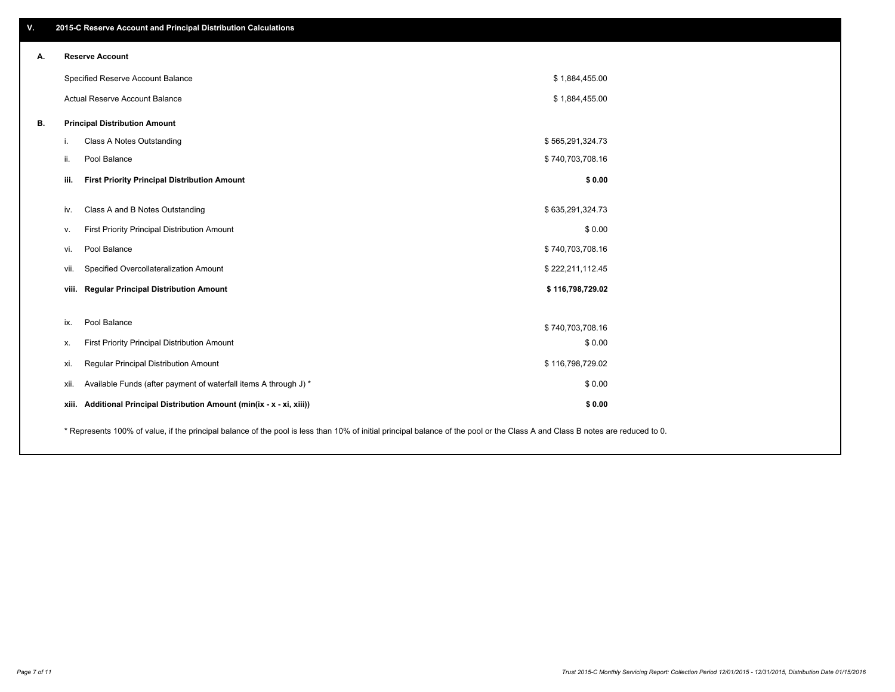## V. 2015-C Reserve Account and Principal Distribution Calculations

### A. Reserve Account

| | |
|---|---|
| Specified Reserve Account Balance | $ 1,884,455.00 |
| Actual Reserve Account Balance | $ 1,884,455.00 |

### B. Principal Distribution Amount

| | | |
|---|---|---|
| i. | Class A Notes Outstanding | $ 565,291,324.73 |
| ii. | Pool Balance | $ 740,703,708.16 |
| **iii.** | **First Priority Principal Distribution Amount** | **$ 0.00** |
| iv. | Class A and B Notes Outstanding | $ 635,291,324.73 |
| v. | First Priority Principal Distribution Amount | $ 0.00 |
| vi. | Pool Balance | $ 740,703,708.16 |
| vii. | Specified Overcollateralization Amount | $ 222,211,112.45 |
| **viii.** | **Regular Principal Distribution Amount** | **$ 116,798,729.02** |
| ix. | Pool Balance | $ 740,703,708.16 |
| x. | First Priority Principal Distribution Amount | $ 0.00 |
| xi. | Regular Principal Distribution Amount | $ 116,798,729.02 |
| xii. | Available Funds (after payment of waterfall items A through J) * | $ 0.00 |
| **xiii.** | **Additional Principal Distribution Amount (min(ix - x - xi, xiii))** | **$ 0.00** |

* Represents 100% of value, if the principal balance of the pool is less than 10% of initial principal balance of the pool or the Class A and Class B notes are reduced to 0.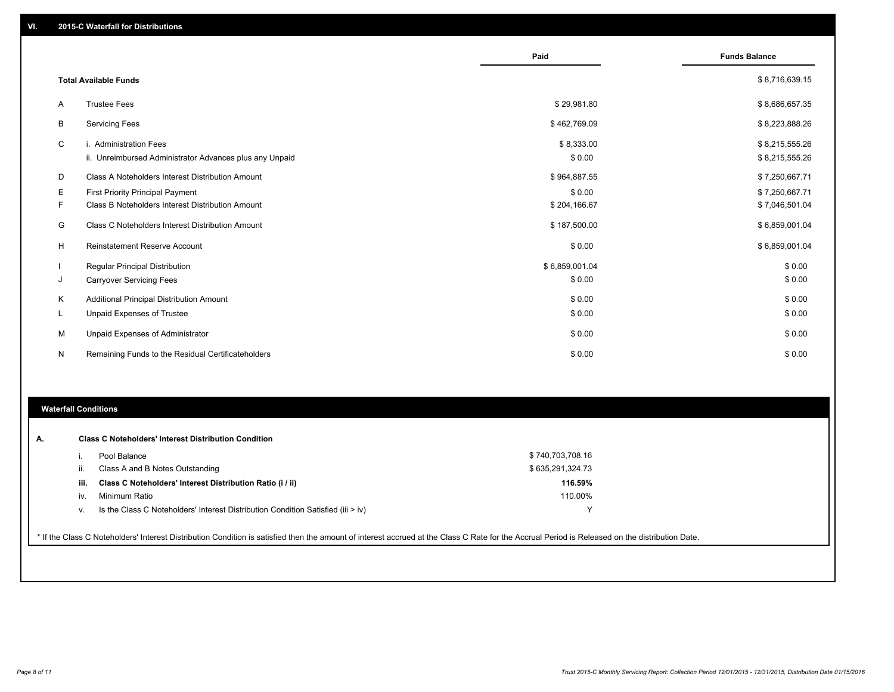## VI. 2015-C Waterfall for Distributions

| | | Paid | Funds Balance |
|---|---|---|---|
| | **Total Available Funds** | | $ 8,716,639.15 |
| A | Trustee Fees | $ 29,981.80 | $ 8,686,657.35 |
| B | Servicing Fees | $ 462,769.09 | $ 8,223,888.26 |
| C | i. Administration Fees | $ 8,333.00 | $ 8,215,555.26 |
| | ii. Unreimbursed Administrator Advances plus any Unpaid | $ 0.00 | $ 8,215,555.26 |
| D | Class A Noteholders Interest Distribution Amount | $ 964,887.55 | $ 7,250,667.71 |
| E | First Priority Principal Payment | $ 0.00 | $ 7,250,667.71 |
| F | Class B Noteholders Interest Distribution Amount | $ 204,166.67 | $ 7,046,501.04 |
| G | Class C Noteholders Interest Distribution Amount | $ 187,500.00 | $ 6,859,001.04 |
| H | Reinstatement Reserve Account | $ 0.00 | $ 6,859,001.04 |
| I | Regular Principal Distribution | $ 6,859,001.04 | $ 0.00 |
| J | Carryover Servicing Fees | $ 0.00 | $ 0.00 |
| K | Additional Principal Distribution Amount | $ 0.00 | $ 0.00 |
| L | Unpaid Expenses of Trustee | $ 0.00 | $ 0.00 |
| M | Unpaid Expenses of Administrator | $ 0.00 | $ 0.00 |
| N | Remaining Funds to the Residual Certificateholders | $ 0.00 | $ 0.00 |

### Waterfall Conditions

**A. Class C Noteholders' Interest Distribution Condition**

| | | |
|---|---|---|
| i. | Pool Balance | $ 740,703,708.16 |
| ii. | Class A and B Notes Outstanding | $ 635,291,324.73 |
| **iii.** | **Class C Noteholders' Interest Distribution Ratio (i / ii)** | **116.59%** |
| iv. | Minimum Ratio | 110.00% |
| v. | Is the Class C Noteholders' Interest Distribution Condition Satisfied (iii > iv) | Y |

* If the Class C Noteholders' Interest Distribution Condition is satisfied then the amount of interest accrued at the Class C Rate for the Accrual Period is Released on the distribution Date.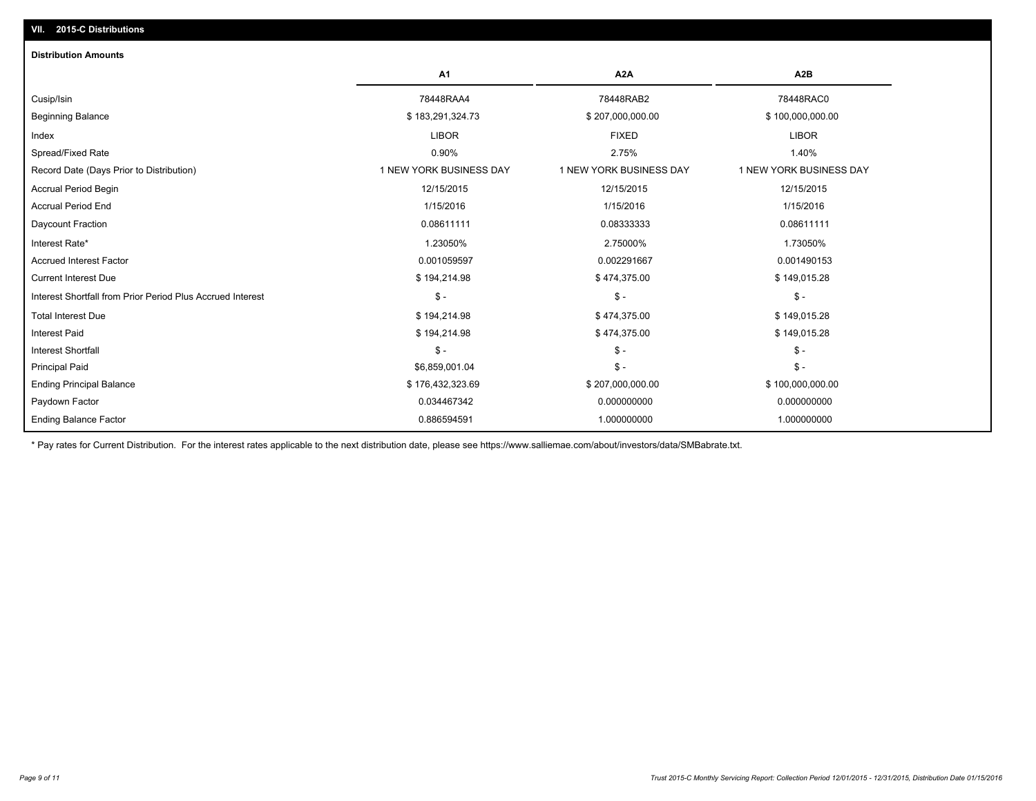## VII. 2015-C Distributions

### Distribution Amounts

| | A1 | A2A | A2B |
|---|---|---|---|
| Cusip/Isin | 78448RAA4 | 78448RAB2 | 78448RAC0 |
| Beginning Balance | $ 183,291,324.73 | $ 207,000,000.00 | $ 100,000,000.00 |
| Index | LIBOR | FIXED | LIBOR |
| Spread/Fixed Rate | 0.90% | 2.75% | 1.40% |
| Record Date (Days Prior to Distribution) | 1 NEW YORK BUSINESS DAY | 1 NEW YORK BUSINESS DAY | 1 NEW YORK BUSINESS DAY |
| Accrual Period Begin | 12/15/2015 | 12/15/2015 | 12/15/2015 |
| Accrual Period End | 1/15/2016 | 1/15/2016 | 1/15/2016 |
| Daycount Fraction | 0.08611111 | 0.08333333 | 0.08611111 |
| Interest Rate* | 1.23050% | 2.75000% | 1.73050% |
| Accrued Interest Factor | 0.001059597 | 0.002291667 | 0.001490153 |
| Current Interest Due | $ 194,214.98 | $ 474,375.00 | $ 149,015.28 |
| Interest Shortfall from Prior Period Plus Accrued Interest | $ - | $ - | $ - |
| Total Interest Due | $ 194,214.98 | $ 474,375.00 | $ 149,015.28 |
| Interest Paid | $ 194,214.98 | $ 474,375.00 | $ 149,015.28 |
| Interest Shortfall | $ - | $ - | $ - |
| Principal Paid | $6,859,001.04 | $ - | $ - |
| Ending Principal Balance | $ 176,432,323.69 | $ 207,000,000.00 | $ 100,000,000.00 |
| Paydown Factor | 0.034467342 | 0.000000000 | 0.000000000 |
| Ending Balance Factor | 0.886594591 | 1.000000000 | 1.000000000 |

* Pay rates for Current Distribution. For the interest rates applicable to the next distribution date, please see https://www.salliemae.com/about/investors/data/SMBabrate.txt.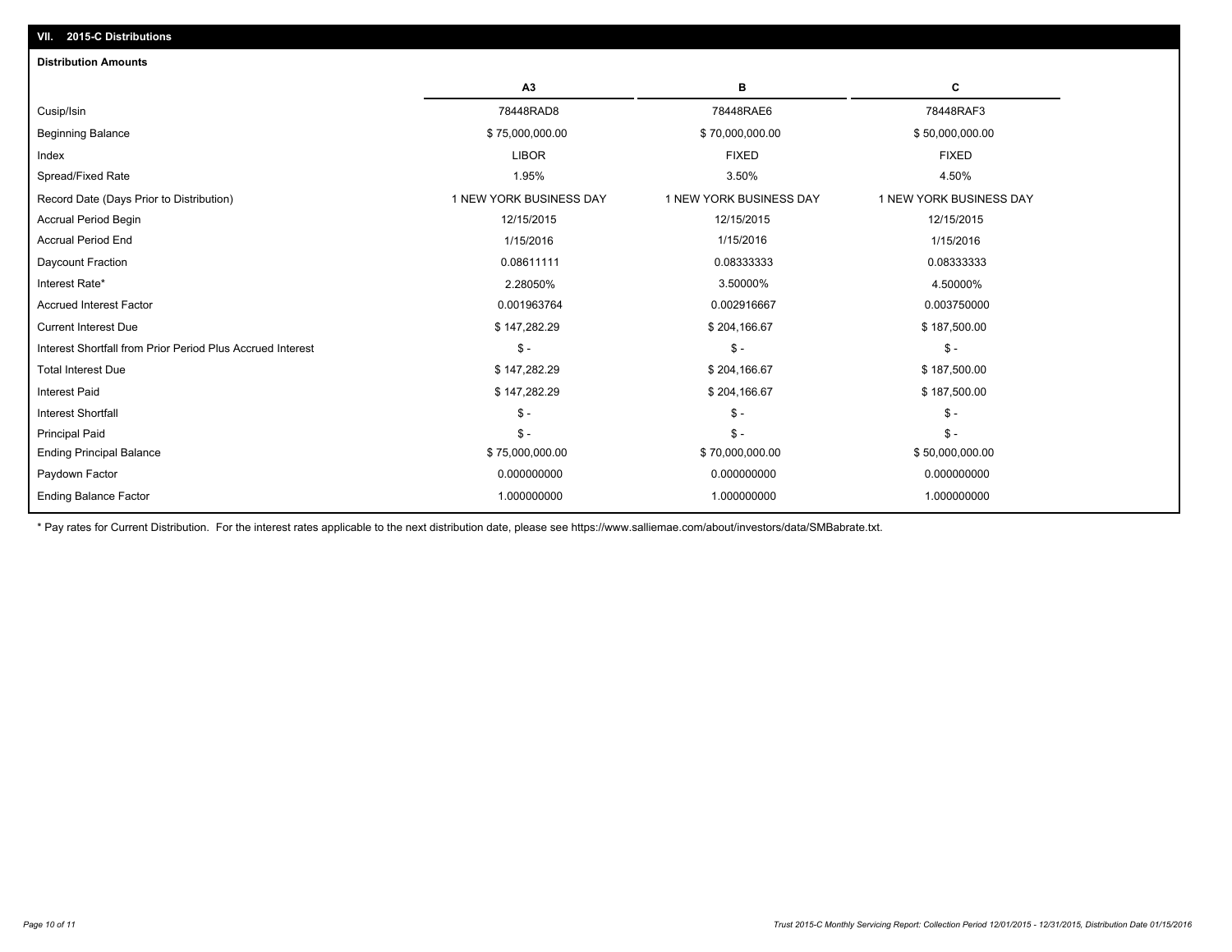## VII. 2015-C Distributions

### Distribution Amounts

| | A3 | B | C |
|---|---|---|---|
| Cusip/Isin | 78448RAD8 | 78448RAE6 | 78448RAF3 |
| Beginning Balance | $ 75,000,000.00 | $ 70,000,000.00 | $ 50,000,000.00 |
| Index | LIBOR | FIXED | FIXED |
| Spread/Fixed Rate | 1.95% | 3.50% | 4.50% |
| Record Date (Days Prior to Distribution) | 1 NEW YORK BUSINESS DAY | 1 NEW YORK BUSINESS DAY | 1 NEW YORK BUSINESS DAY |
| Accrual Period Begin | 12/15/2015 | 12/15/2015 | 12/15/2015 |
| Accrual Period End | 1/15/2016 | 1/15/2016 | 1/15/2016 |
| Daycount Fraction | 0.08611111 | 0.08333333 | 0.08333333 |
| Interest Rate* | 2.28050% | 3.50000% | 4.50000% |
| Accrued Interest Factor | 0.001963764 | 0.002916667 | 0.003750000 |
| Current Interest Due | $ 147,282.29 | $ 204,166.67 | $ 187,500.00 |
| Interest Shortfall from Prior Period Plus Accrued Interest | $ - | $ - | $ - |
| Total Interest Due | $ 147,282.29 | $ 204,166.67 | $ 187,500.00 |
| Interest Paid | $ 147,282.29 | $ 204,166.67 | $ 187,500.00 |
| Interest Shortfall | $ - | $ - | $ - |
| Principal Paid | $ - | $ - | $ - |
| Ending Principal Balance | $ 75,000,000.00 | $ 70,000,000.00 | $ 50,000,000.00 |
| Paydown Factor | 0.000000000 | 0.000000000 | 0.000000000 |
| Ending Balance Factor | 1.000000000 | 1.000000000 | 1.000000000 |

* Pay rates for Current Distribution. For the interest rates applicable to the next distribution date, please see https://www.salliemae.com/about/investors/data/SMBabrate.txt.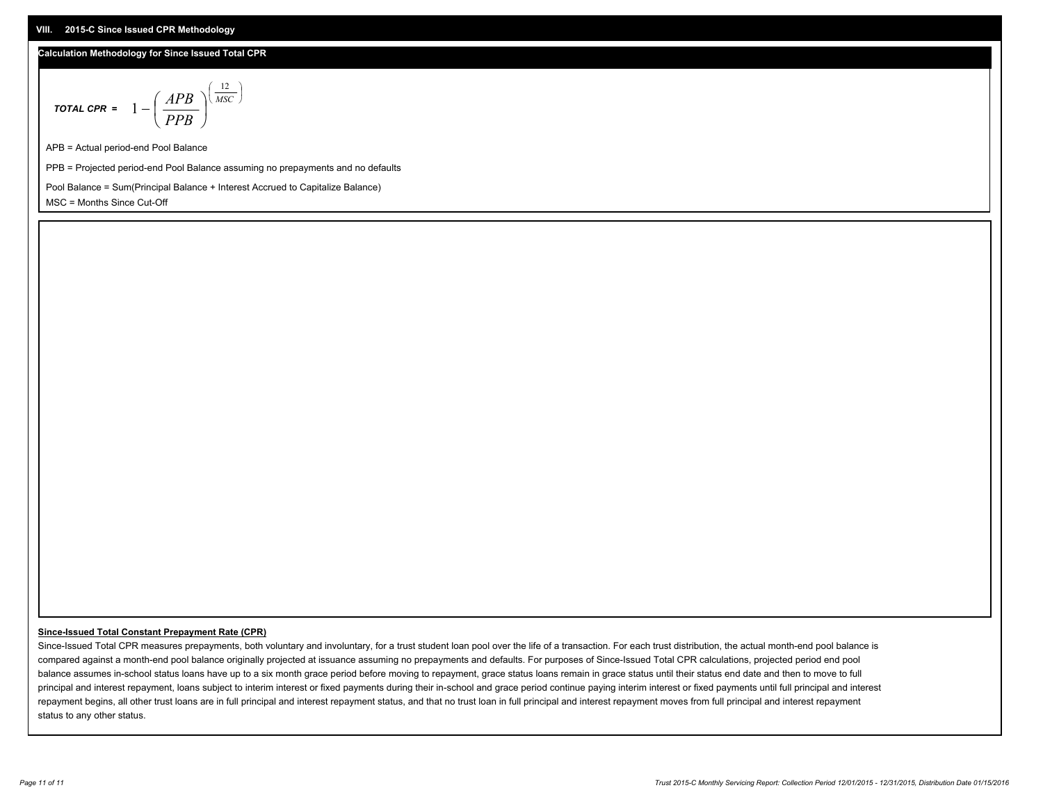## VIII. 2015-C Since Issued CPR Methodology

### Calculation Methodology for Since Issued Total CPR

$$\textit{TOTAL CPR} = 1 - \left(\frac{APB}{PPB}\right)^{\left(\frac{12}{MSC}\right)}$$

APB = Actual period-end Pool Balance

PPB = Projected period-end Pool Balance assuming no prepayments and no defaults

Pool Balance = Sum(Principal Balance + Interest Accrued to Capitalize Balance)

MSC = Months Since Cut-Off

**Since-Issued Total Constant Prepayment Rate (CPR)**

Since-Issued Total CPR measures prepayments, both voluntary and involuntary, for a trust student loan pool over the life of a transaction. For each trust distribution, the actual month-end pool balance is compared against a month-end pool balance originally projected at issuance assuming no prepayments and defaults. For purposes of Since-Issued Total CPR calculations, projected period end pool balance assumes in-school status loans have up to a six month grace period before moving to repayment, grace status loans remain in grace status until their status end date and then to move to full principal and interest repayment, loans subject to interim interest or fixed payments during their in-school and grace period continue paying interim interest or fixed payments until full principal and interest repayment begins, all other trust loans are in full principal and interest repayment status, and that no trust loan in full principal and interest repayment moves from full principal and interest repayment status to any other status.